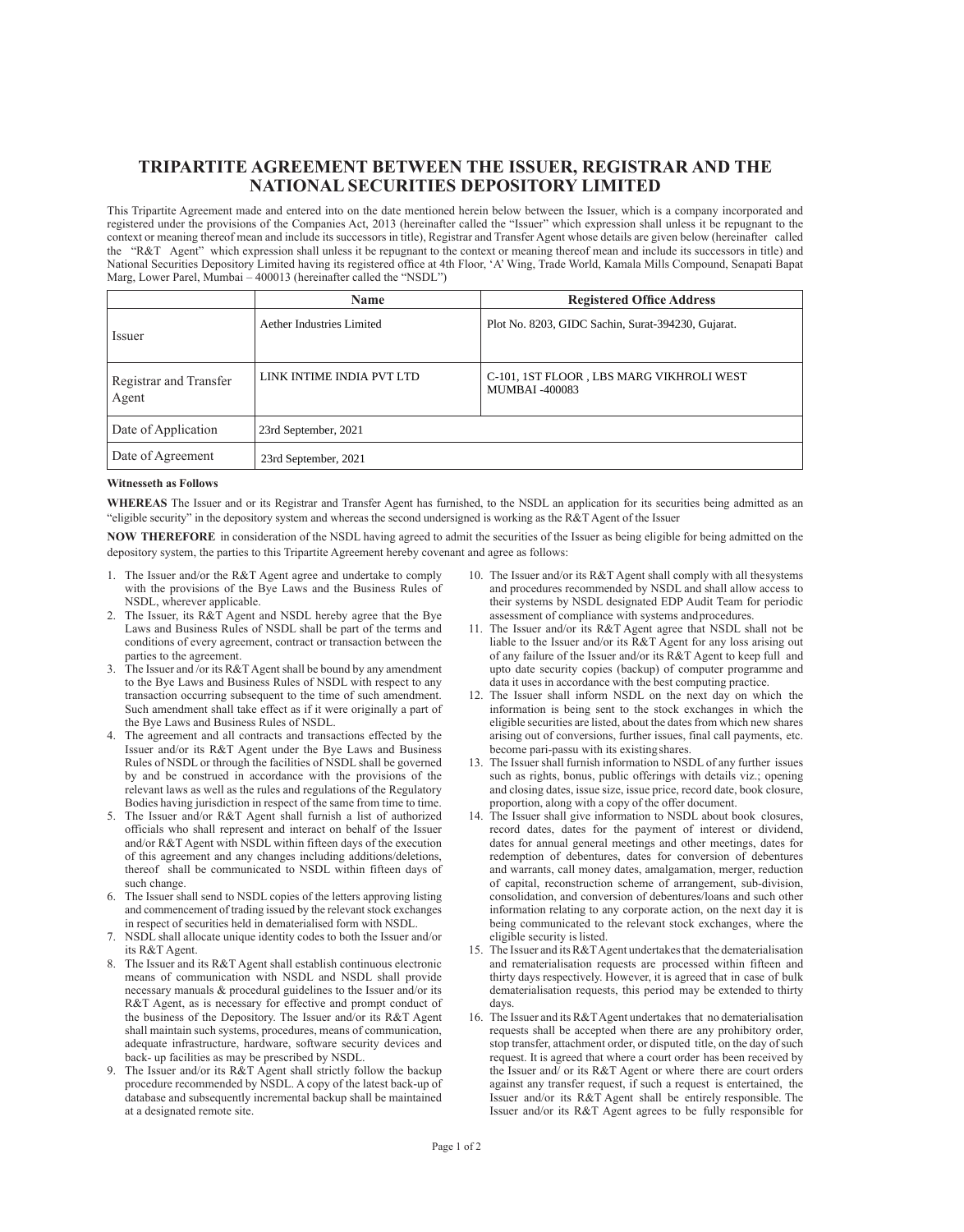# TRIPARTITE AGREEMENT BETWEEN THE ISSUER, REGISTRAR AND THE NATIONAL SECURITIES DEPOSITORY LIMITED

This Tripartite Agreement made and entered into on the date mentioned herein below between the Issuer, which is a company incorporated and registered under the provisions of the Companies Act, 2013 (hereinafter called the "Issuer" which expression shall unless it be repugnant to the context or meaning thereof mean and include its successors in title), Registrar and Transfer Agent whose details are given below (hereinafter called the "R&T Agent" which expression shall unless it be repugnant to the context or meaning thereof mean and include its successors in title) and National Securities Depository Limited having its registered office at 4th Floor, 'A' Wing, Trade World, Kamala Mills Compound, Senapati Bapat Marg, Lower Parel, Mumbai – 400013 (hereinafter called the "NSDL")

| | Name | Registered Office Address |
|---|---|---|
| Issuer | Aether Industries Limited | Plot No. 8203, GIDC Sachin, Surat-394230, Gujarat. |
| Registrar and Transfer Agent | LINK INTIME INDIA PVT LTD | C-101, 1ST FLOOR , LBS MARG VIKHROLI WEST MUMBAI -400083 |
| Date of Application | 23rd September, 2021 | |
| Date of Agreement | 23rd September, 2021 | |

**Witnesseth as Follows**

**WHEREAS** The Issuer and or its Registrar and Transfer Agent has furnished, to the NSDL an application for its securities being admitted as an "eligible security" in the depository system and whereas the second undersigned is working as the R&T Agent of the Issuer

**NOW THEREFORE** in consideration of the NSDL having agreed to admit the securities of the Issuer as being eligible for being admitted on the depository system, the parties to this Tripartite Agreement hereby covenant and agree as follows:

1. The Issuer and/or the R&T Agent agree and undertake to comply with the provisions of the Bye Laws and the Business Rules of NSDL, wherever applicable.
2. The Issuer, its R&T Agent and NSDL hereby agree that the Bye Laws and Business Rules of NSDL shall be part of the terms and conditions of every agreement, contract or transaction between the parties to the agreement.
3. The Issuer and /or its R&T Agent shall be bound by any amendment to the Bye Laws and Business Rules of NSDL with respect to any transaction occurring subsequent to the time of such amendment. Such amendment shall take effect as if it were originally a part of the Bye Laws and Business Rules of NSDL.
4. The agreement and all contracts and transactions effected by the Issuer and/or its R&T Agent under the Bye Laws and Business Rules of NSDL or through the facilities of NSDL shall be governed by and be construed in accordance with the provisions of the relevant laws as well as the rules and regulations of the Regulatory Bodies having jurisdiction in respect of the same from time to time.
5. The Issuer and/or R&T Agent shall furnish a list of authorized officials who shall represent and interact on behalf of the Issuer and/or R&T Agent with NSDL within fifteen days of the execution of this agreement and any changes including additions/deletions, thereof shall be communicated to NSDL within fifteen days of such change.
6. The Issuer shall send to NSDL copies of the letters approving listing and commencement of trading issued by the relevant stock exchanges in respect of securities held in dematerialised form with NSDL.
7. NSDL shall allocate unique identity codes to both the Issuer and/or its R&T Agent.
8. The Issuer and its R&T Agent shall establish continuous electronic means of communication with NSDL and NSDL shall provide necessary manuals & procedural guidelines to the Issuer and/or its R&T Agent, as is necessary for effective and prompt conduct of the business of the Depository. The Issuer and/or its R&T Agent shall maintain such systems, procedures, means of communication, adequate infrastructure, hardware, software security devices and back- up facilities as may be prescribed by NSDL.
9. The Issuer and/or its R&T Agent shall strictly follow the backup procedure recommended by NSDL. A copy of the latest back-up of database and subsequently incremental backup shall be maintained at a designated remote site.
10. The Issuer and/or its R&T Agent shall comply with all thesystems and procedures recommended by NSDL and shall allow access to their systems by NSDL designated EDP Audit Team for periodic assessment of compliance with systems andprocedures.
11. The Issuer and/or its R&T Agent agree that NSDL shall not be liable to the Issuer and/or its R&T Agent for any loss arising out of any failure of the Issuer and/or its R&T Agent to keep full and upto date security copies (backup) of computer programme and data it uses in accordance with the best computing practice.
12. The Issuer shall inform NSDL on the next day on which the information is being sent to the stock exchanges in which the eligible securities are listed, about the dates from which new shares arising out of conversions, further issues, final call payments, etc. become pari-passu with its existingshares.
13. The Issuer shall furnish information to NSDL of any further issues such as rights, bonus, public offerings with details viz.; opening and closing dates, issue size, issue price, record date, book closure, proportion, along with a copy of the offer document.
14. The Issuer shall give information to NSDL about book closures, record dates, dates for the payment of interest or dividend, dates for annual general meetings and other meetings, dates for redemption of debentures, dates for conversion of debentures and warrants, call money dates, amalgamation, merger, reduction of capital, reconstruction scheme of arrangement, sub-division, consolidation, and conversion of debentures/loans and such other information relating to any corporate action, on the next day it is being communicated to the relevant stock exchanges, where the eligible security islisted.
15. The Issuer and its R&T Agent undertakes that the dematerialisation and rematerialisation requests are processed within fifteen and thirty days respectively. However, it is agreed that in case of bulk dematerialisation requests, this period may be extended to thirty days.
16. The Issuer and its R&T Agent undertakes that no dematerialisation requests shall be accepted when there are any prohibitory order, stop transfer, attachment order, or disputed title, on the day of such request. It is agreed that where a court order has been received by the Issuer and/ or its R&T Agent or where there are court orders against any transfer request, if such a request is entertained, the Issuer and/or its R&T Agent shall be entirely responsible. The Issuer and/or its R&T Agent agrees to be fully responsible for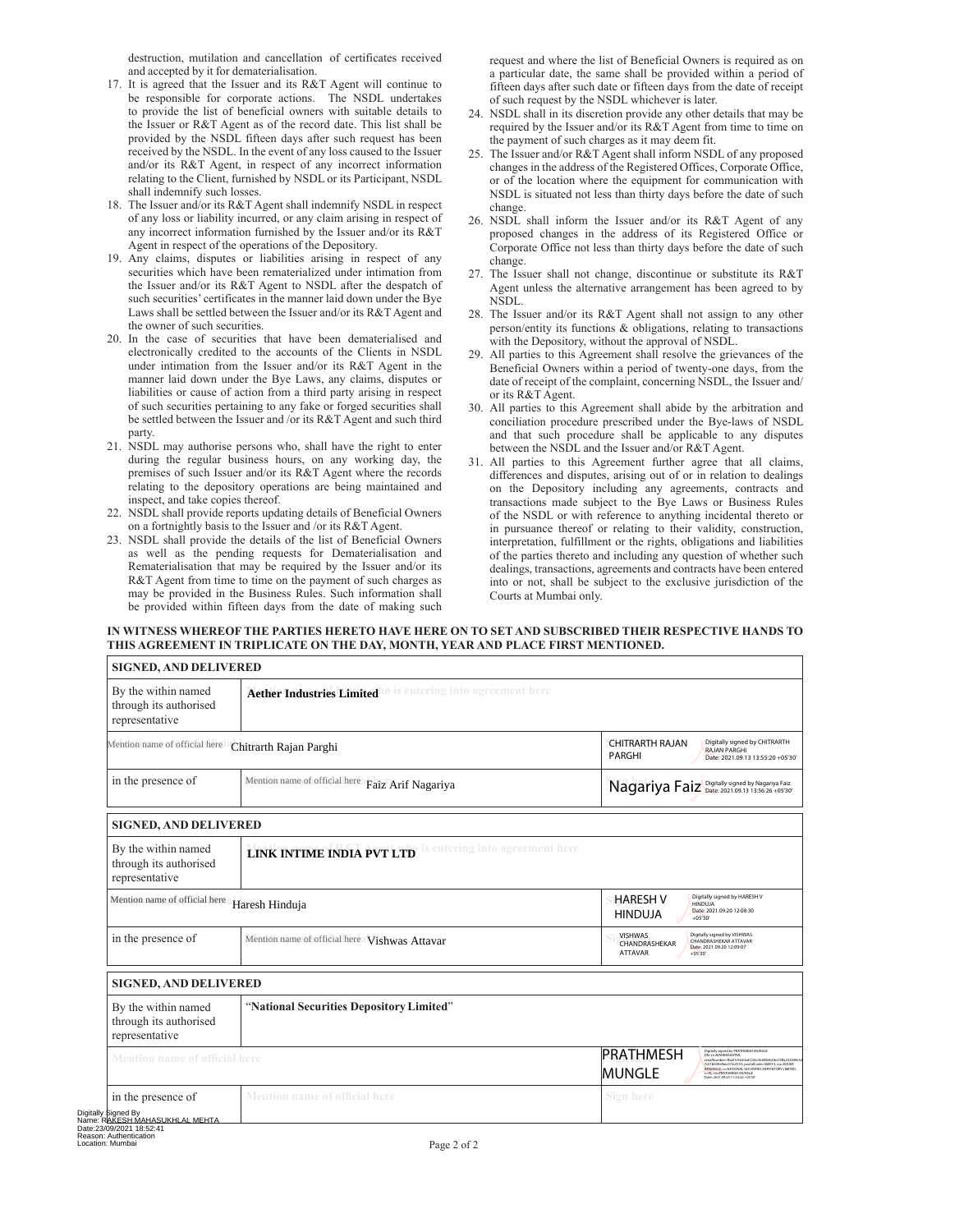destruction, mutilation and cancellation of certificates received and accepted by it for dematerialisation.

17. It is agreed that the Issuer and its R&T Agent will continue to be responsible for corporate actions. The NSDL undertakes to provide the list of beneficial owners with suitable details to the Issuer or R&T Agent as of the record date. This list shall be provided by the NSDL fifteen days after such request has been received by the NSDL. In the event of any loss caused to the Issuer and/or its R&T Agent, in respect of any incorrect information relating to the Client, furnished by NSDL or its Participant, NSDL shall indemnify such losses.
18. The Issuer and/or its R&T Agent shall indemnify NSDL in respect of any loss or liability incurred, or any claim arising in respect of any incorrect information furnished by the Issuer and/or its R&T Agent in respect of the operations of the Depository.
19. Any claims, disputes or liabilities arising in respect of any securities which have been rematerialized under intimation from the Issuer and/or its R&T Agent to NSDL after the despatch of such securities' certificates in the manner laid down under the Bye Laws shall be settled between the Issuer and/or its R&T Agent and the owner of such securities.
20. In the case of securities that have been dematerialised and electronically credited to the accounts of the Clients in NSDL under intimation from the Issuer and/or its R&T Agent in the manner laid down under the Bye Laws, any claims, disputes or liabilities or cause of action from a third party arising in respect of such securities pertaining to any fake or forged securities shall be settled between the Issuer and /or its R&T Agent and such third party.
21. NSDL may authorise persons who, shall have the right to enter during the regular business hours, on any working day, the premises of such Issuer and/or its R&T Agent where the records relating to the depository operations are being maintained and inspect, and take copies thereof.
22. NSDL shall provide reports updating details of Beneficial Owners on a fortnightly basis to the Issuer and /or its R&T Agent.
23. NSDL shall provide the details of the list of Beneficial Owners as well as the pending requests for Dematerialisation and Rematerialisation that may be required by the Issuer and/or its R&T Agent from time to time on the payment of such charges as may be provided in the Business Rules. Such information shall be provided within fifteen days from the date of making such request and where the list of Beneficial Owners is required as on a particular date, the same shall be provided within a period of fifteen days after such date or fifteen days from the date of receipt of such request by the NSDL whichever is later.
24. NSDL shall in its discretion provide any other details that may be required by the Issuer and/or its R&T Agent from time to time on the payment of such charges as it may deem fit.
25. The Issuer and/or its R&T Agent shall inform NSDL of any proposed changes in the address of the Registered Offices, Corporate Office, or of the location where the equipment for communication with NSDL is situated not less than thirty days before the date of such change.
26. NSDL shall inform the Issuer and/or its R&T Agent of any proposed changes in the address of its Registered Office or Corporate Office not less than thirty days before the date of such change.
27. The Issuer shall not change, discontinue or substitute its R&T Agent unless the alternative arrangement has been agreed to by NSDL.
28. The Issuer and/or its R&T Agent shall not assign to any other person/entity its functions & obligations, relating to transactions with the Depository, without the approval of NSDL.
29. All parties to this Agreement shall resolve the grievances of the Beneficial Owners within a period of twenty-one days, from the date of receipt of the complaint, concerning NSDL, the Issuer and/ or its R&T Agent.
30. All parties to this Agreement shall abide by the arbitration and conciliation procedure prescribed under the Bye-laws of NSDL and that such procedure shall be applicable to any disputes between the NSDL and the Issuer and/or R&T Agent.
31. All parties to this Agreement further agree that all claims, differences and disputes, arising out of or in relation to dealings on the Depository including any agreements, contracts and transactions made subject to the Bye Laws or Business Rules of the NSDL or with reference to anything incidental thereto or in pursuance thereof or relating to their validity, construction, interpretation, fulfillment or the rights, obligations and liabilities of the parties thereto and including any question of whether such dealings, transactions, agreements and contracts have been entered into or not, shall be subject to the exclusive jurisdiction of the Courts at Mumbai only.

**IN WITNESS WHEREOF THE PARTIES HERETO HAVE HERE ON TO SET AND SUBSCRIBED THEIR RESPECTIVE HANDS TO THIS AGREEMENT IN TRIPLICATE ON THE DAY, MONTH, YEAR AND PLACE FIRST MENTIONED.**

| **SIGNED, AND DELIVERED** | | |
|---|---|---|
| By the within named through its authorised representative | **Aether Industries Limited** | |
| Mention name of official here | Chitrarth Rajan Parghi | CHITRARTH RAJAN PARGHI Digitally signed by CHITRARTH RAJAN PARGHI Date: 2021.09.13 13:55:20 +05'30' |
| in the presence of | Mention name of official here Faiz Arif Nagariya | Nagariya Faiz Digitally signed by Nagariya Faiz Date: 2021.09.13 13:56:26 +05'30' |

| **SIGNED, AND DELIVERED** | | |
|---|---|---|
| By the within named through its authorised representative | **LINK INTIME INDIA PVT LTD** | |
| Mention name of official here | Haresh Hinduja | HARESH V HINDUJA Digitally signed by HARESH V HINDUJA Date: 2021.09.20 12:08:30 +05'30' |
| in the presence of | Mention name of official here Vishwas Attavar | VISHWAS CHANDRASHEKAR ATTAVAR Digitally signed by VISHWAS CHANDRASHEKAR ATTAVAR Date: 2021.09.20 12:09:07 +05'30' |

| **SIGNED, AND DELIVERED** | | |
|---|---|---|
| By the within named through its authorised representative | "**National Securities Depository Limited**" | |
| Mention name of official here | | PRATHMESH MUNGLE Digitally signed by PRATHMESH MUNGLE |
| in the presence of | Mention name of official here | Sign here |

Digitally Signed By
Name: RAKESH MAHASUKHLAL MEHTA
Date:23/09/2021 18:52:41
Reason: Authentication
Location: Mumbai